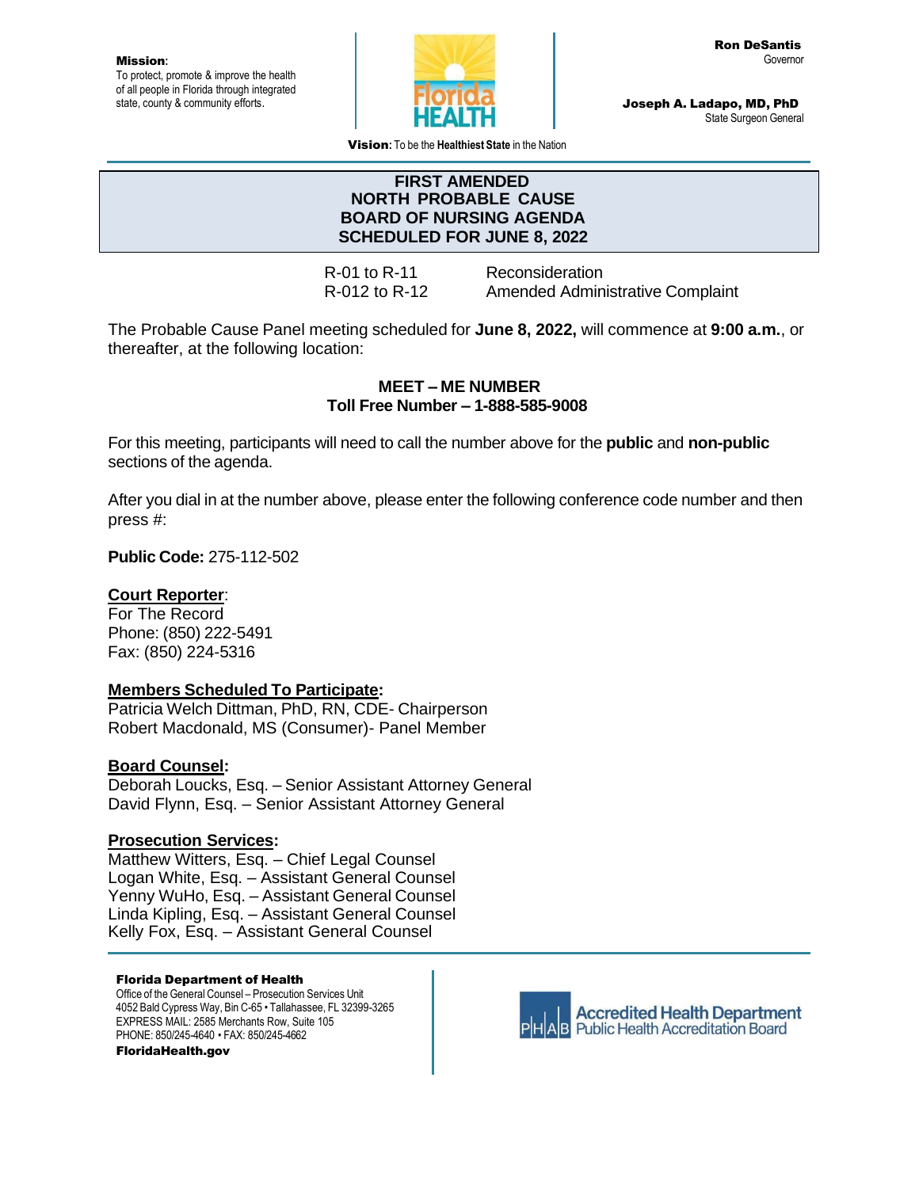**Mission:**
To protect, promote & improve the health of all people in Florida through integrated state, county & community efforts.

**Ron DeSantis**
Governor

**Joseph A. Ladapo, MD, PhD**
State Surgeon General

**Vision:** To be the **Healthiest State** in the Nation

# FIRST AMENDED
# NORTH PROBABLE CAUSE
# BOARD OF NURSING AGENDA
# SCHEDULED FOR JUNE 8, 2022

| | |
|---|---|
| R-01 to R-11 | Reconsideration |
| R-012 to R-12 | Amended Administrative Complaint |

The Probable Cause Panel meeting scheduled for **June 8, 2022,** will commence at **9:00 a.m.**, or thereafter, at the following location:

**MEET – ME NUMBER**
**Toll Free Number – 1-888-585-9008**

For this meeting, participants will need to call the number above for the **public** and **non-public** sections of the agenda.

After you dial in at the number above, please enter the following conference code number and then press #:

**Public Code:** 275-112-502

**Court Reporter**:
For The Record
Phone: (850) 222-5491
Fax: (850) 224-5316

**Members Scheduled To Participate:**
Patricia Welch Dittman, PhD, RN, CDE- Chairperson
Robert Macdonald, MS (Consumer)- Panel Member

**Board Counsel:**
Deborah Loucks, Esq. – Senior Assistant Attorney General
David Flynn, Esq. – Senior Assistant Attorney General

**Prosecution Services:**
Matthew Witters, Esq. – Chief Legal Counsel
Logan White, Esq. – Assistant General Counsel
Yenny WuHo, Esq. – Assistant General Counsel
Linda Kipling, Esq. – Assistant General Counsel
Kelly Fox, Esq. – Assistant General Counsel

**Florida Department of Health**
Office of the General Counsel – Prosecution Services Unit
4052 Bald Cypress Way, Bin C-65 • Tallahassee, FL 32399-3265
EXPRESS MAIL: 2585 Merchants Row, Suite 105
PHONE: 850/245-4640 • FAX: 850/245-4662
**FloridaHealth.gov**

Accredited Health Department
Public Health Accreditation Board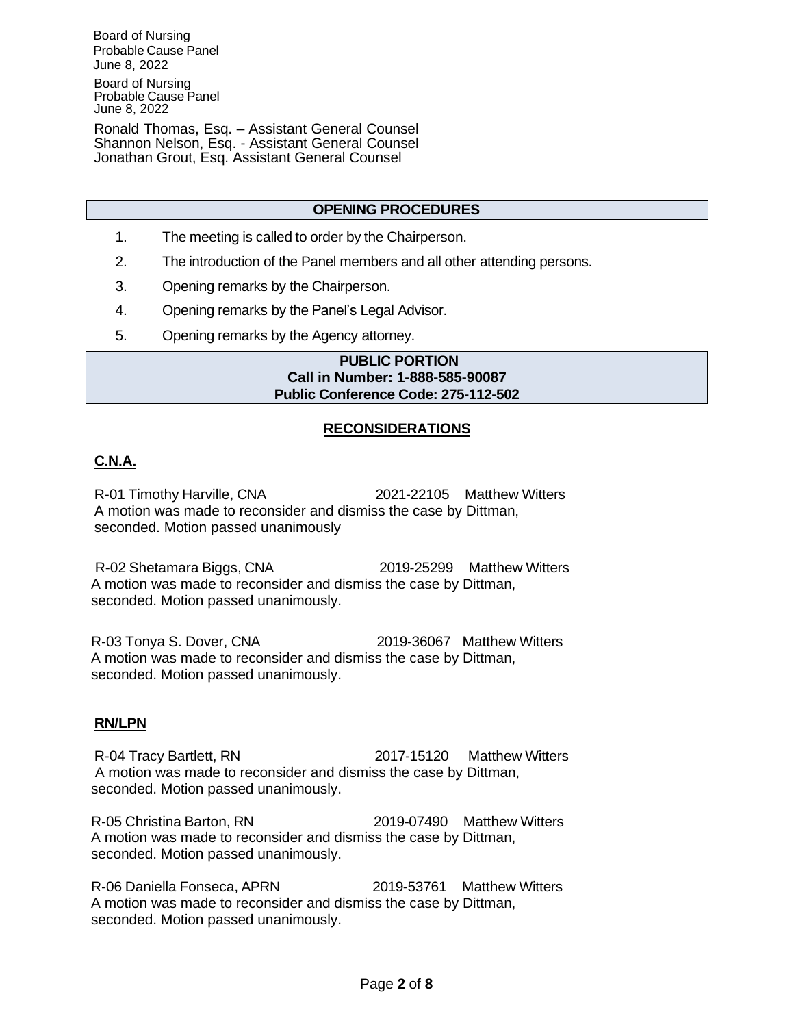Ronald Thomas, Esq. – Assistant General Counsel
Shannon Nelson, Esq. - Assistant General Counsel
Jonathan Grout, Esq. Assistant General Counsel

## OPENING PROCEDURES

1. The meeting is called to order by the Chairperson.
2. The introduction of the Panel members and all other attending persons.
3. Opening remarks by the Chairperson.
4. Opening remarks by the Panel's Legal Advisor.
5. Opening remarks by the Agency attorney.

## PUBLIC PORTION
**Call in Number: 1-888-585-90087**
**Public Conference Code: 275-112-502**

## RECONSIDERATIONS

### C.N.A.

R-01 Timothy Harville, CNA 2021-22105 Matthew Witters
A motion was made to reconsider and dismiss the case by Dittman, seconded. Motion passed unanimously

R-02 Shetamara Biggs, CNA 2019-25299 Matthew Witters
A motion was made to reconsider and dismiss the case by Dittman, seconded. Motion passed unanimously.

R-03 Tonya S. Dover, CNA 2019-36067 Matthew Witters
A motion was made to reconsider and dismiss the case by Dittman, seconded. Motion passed unanimously.

### RN/LPN

R-04 Tracy Bartlett, RN 2017-15120 Matthew Witters
A motion was made to reconsider and dismiss the case by Dittman, seconded. Motion passed unanimously.

R-05 Christina Barton, RN 2019-07490 Matthew Witters
A motion was made to reconsider and dismiss the case by Dittman, seconded. Motion passed unanimously.

R-06 Daniella Fonseca, APRN 2019-53761 Matthew Witters
A motion was made to reconsider and dismiss the case by Dittman, seconded. Motion passed unanimously.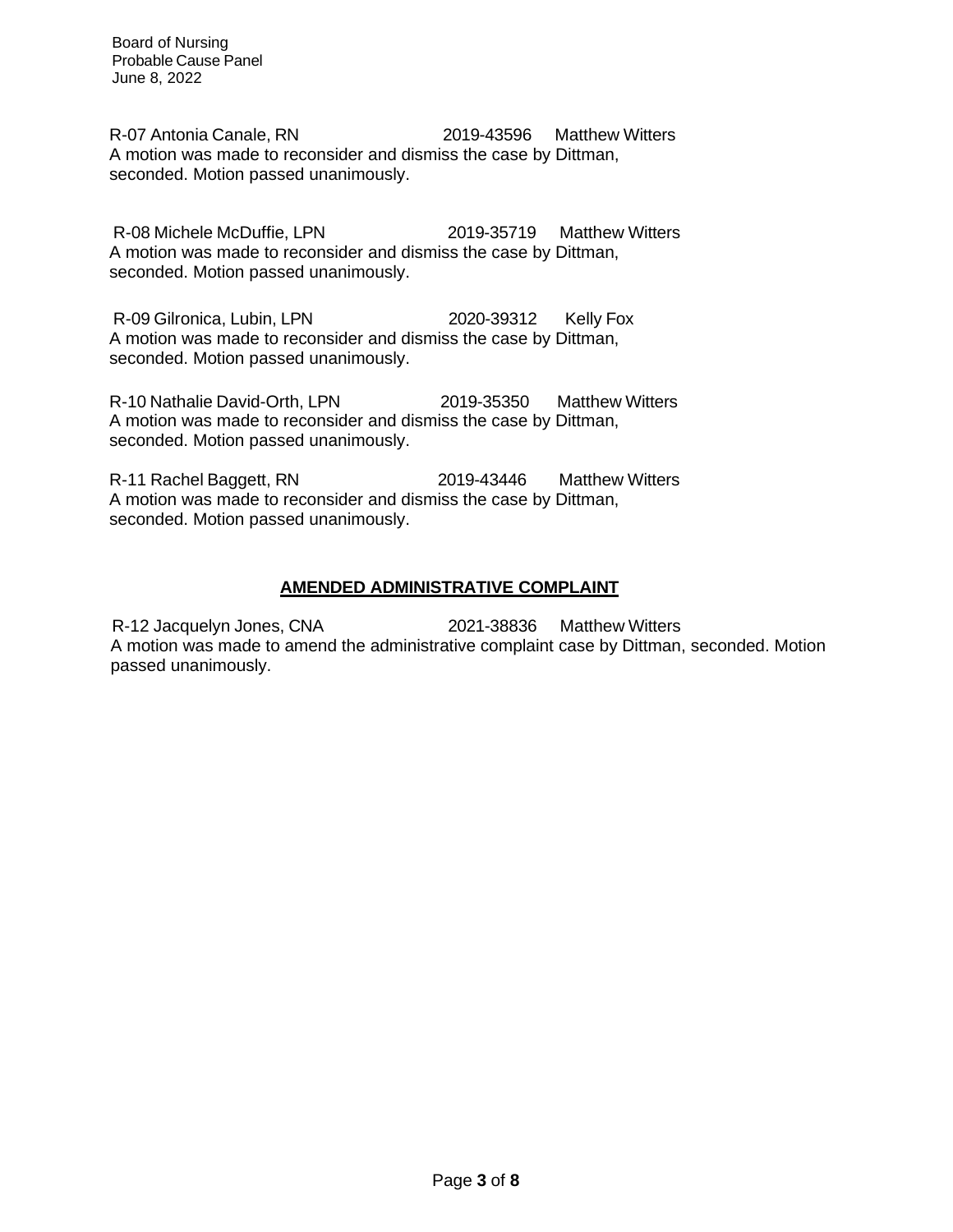R-07 Antonia Canale, RN 2019-43596 Matthew Witters
A motion was made to reconsider and dismiss the case by Dittman, seconded. Motion passed unanimously.

R-08 Michele McDuffie, LPN 2019-35719 Matthew Witters
A motion was made to reconsider and dismiss the case by Dittman, seconded. Motion passed unanimously.

R-09 Gilronica, Lubin, LPN 2020-39312 Kelly Fox
A motion was made to reconsider and dismiss the case by Dittman, seconded. Motion passed unanimously.

R-10 Nathalie David-Orth, LPN 2019-35350 Matthew Witters
A motion was made to reconsider and dismiss the case by Dittman, seconded. Motion passed unanimously.

R-11 Rachel Baggett, RN 2019-43446 Matthew Witters
A motion was made to reconsider and dismiss the case by Dittman, seconded. Motion passed unanimously.

## AMENDED ADMINISTRATIVE COMPLAINT

R-12 Jacquelyn Jones, CNA 2021-38836 Matthew Witters
A motion was made to amend the administrative complaint case by Dittman, seconded. Motion passed unanimously.